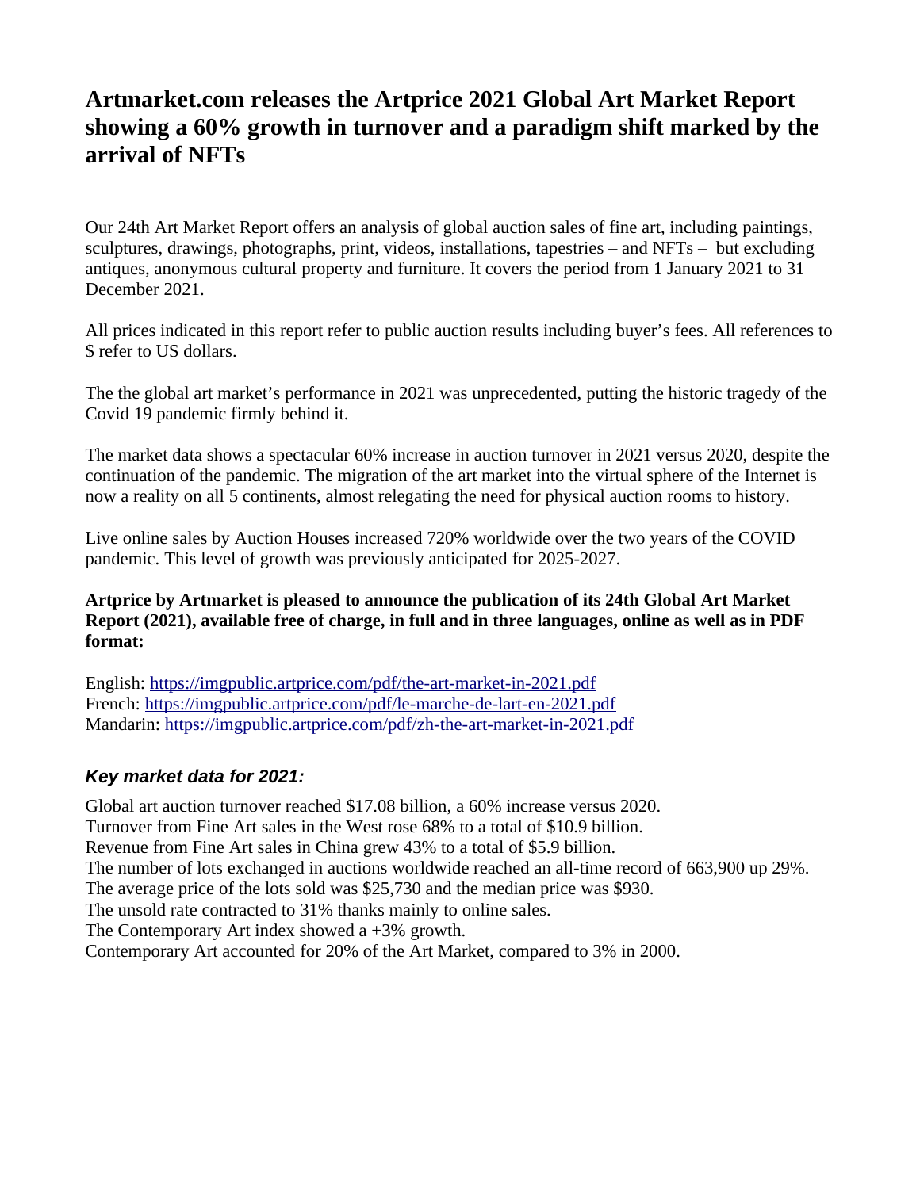# Artmarket.com releases the Artprice 2021 Global Art Market Report showing a 60% growth in turnover and a paradigm shift marked by the arrival of NFTs

Our 24th Art Market Report offers an analysis of global auction sales of fine art, including paintings, sculptures, drawings, photographs, print, videos, installations, tapestries – and NFTs – but excluding antiques, anonymous cultural property and furniture. It covers the period from 1 January 2021 to 31 December 2021.

All prices indicated in this report refer to public auction results including buyer's fees. All references to $ refer to US dollars.

The the global art market's performance in 2021 was unprecedented, putting the historic tragedy of the Covid 19 pandemic firmly behind it.

The market data shows a spectacular 60% increase in auction turnover in 2021 versus 2020, despite the continuation of the pandemic. The migration of the art market into the virtual sphere of the Internet is now a reality on all 5 continents, almost relegating the need for physical auction rooms to history.

Live online sales by Auction Houses increased 720% worldwide over the two years of the COVID pandemic. This level of growth was previously anticipated for 2025-2027.

**Artprice by Artmarket is pleased to announce the publication of its 24th Global Art Market Report (2021), available free of charge, in full and in three languages, online as well as in PDF format:**

English: https://imgpublic.artprice.com/pdf/the-art-market-in-2021.pdf
French: https://imgpublic.artprice.com/pdf/le-marche-de-lart-en-2021.pdf
Mandarin: https://imgpublic.artprice.com/pdf/zh-the-art-market-in-2021.pdf

### *Key market data for 2021:*

Global art auction turnover reached $17.08 billion, a 60% increase versus 2020.
Turnover from Fine Art sales in the West rose 68% to a total of $10.9 billion.
Revenue from Fine Art sales in China grew 43% to a total of $5.9 billion.
The number of lots exchanged in auctions worldwide reached an all-time record of 663,900 up 29%.
The average price of the lots sold was $25,730 and the median price was $930.
The unsold rate contracted to 31% thanks mainly to online sales.
The Contemporary Art index showed a +3% growth.
Contemporary Art accounted for 20% of the Art Market, compared to 3% in 2000.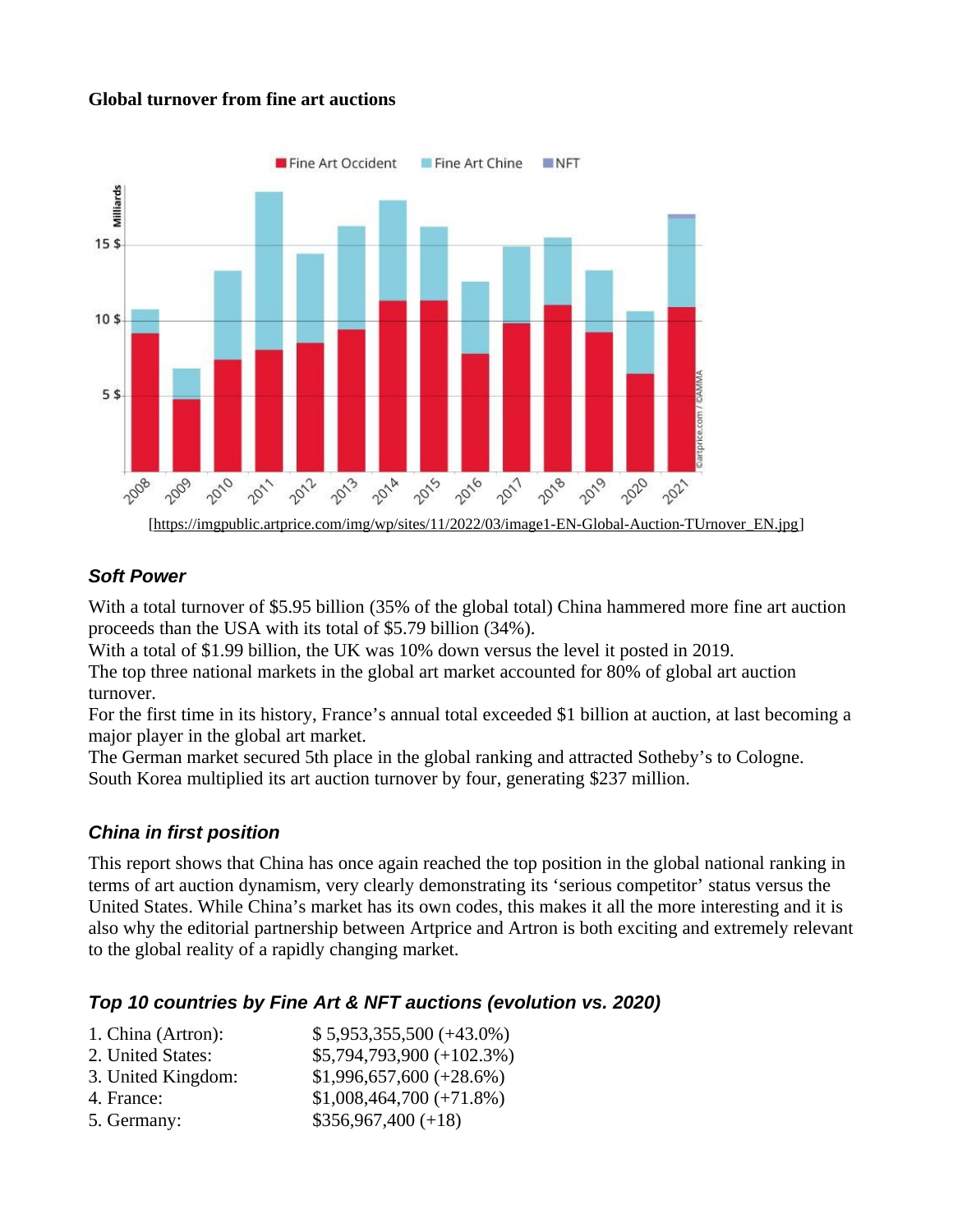**Global turnover from fine art auctions**

[https://imgpublic.artprice.com/img/wp/sites/11/2022/03/image1-EN-Global-Auction-TUrnover_EN.jpg]

### *Soft Power*

With a total turnover of $5.95 billion (35% of the global total) China hammered more fine art auction proceeds than the USA with its total of $5.79 billion (34%).
With a total of $1.99 billion, the UK was 10% down versus the level it posted in 2019.
The top three national markets in the global art market accounted for 80% of global art auction turnover.
For the first time in its history, France's annual total exceeded $1 billion at auction, at last becoming a major player in the global art market.
The German market secured 5th place in the global ranking and attracted Sotheby's to Cologne.
South Korea multiplied its art auction turnover by four, generating $237 million.

### *China in first position*

This report shows that China has once again reached the top position in the global national ranking in terms of art auction dynamism, very clearly demonstrating its 'serious competitor' status versus the United States. While China's market has its own codes, this makes it all the more interesting and it is also why the editorial partnership between Artprice and Artron is both exciting and extremely relevant to the global reality of a rapidly changing market.

### *Top 10 countries by Fine Art & NFT auctions (evolution vs. 2020)*

1. China (Artron): $ 5,953,355,500 (+43.0%)
2. United States: $5,794,793,900 (+102.3%)
3. United Kingdom: $1,996,657,600 (+28.6%)
4. France: $1,008,464,700 (+71.8%)
5. Germany: $356,967,400 (+18)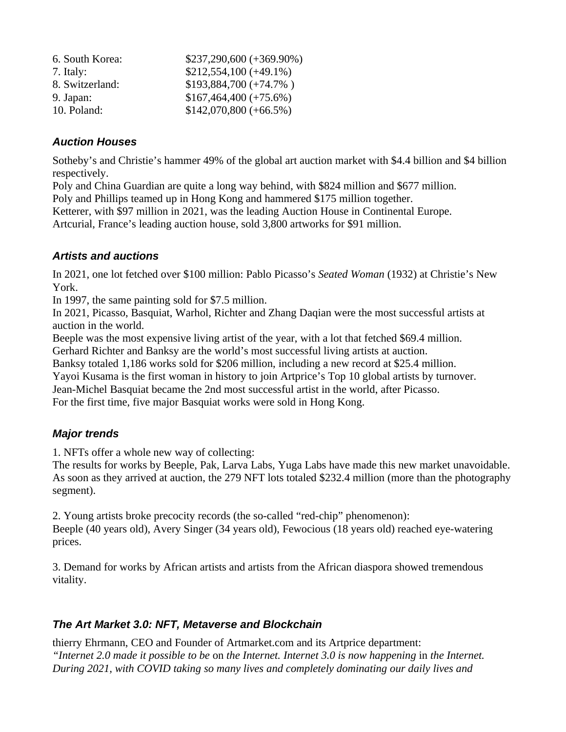6. South Korea: $237,290,600 (+369.90%)
7. Italy: $212,554,100 (+49.1%)
8. Switzerland: $193,884,700 (+74.7% )
9. Japan: $167,464,400 (+75.6%)
10. Poland: $142,070,800 (+66.5%)

### ***Auction Houses***

Sotheby's and Christie's hammer 49% of the global art auction market with $4.4 billion and $4 billion respectively.
Poly and China Guardian are quite a long way behind, with $824 million and $677 million.
Poly and Phillips teamed up in Hong Kong and hammered $175 million together.
Ketterer, with $97 million in 2021, was the leading Auction House in Continental Europe.
Artcurial, France's leading auction house, sold 3,800 artworks for $91 million.

### ***Artists and auctions***

In 2021, one lot fetched over $100 million: Pablo Picasso's *Seated Woman* (1932) at Christie's New York.
In 1997, the same painting sold for $7.5 million.
In 2021, Picasso, Basquiat, Warhol, Richter and Zhang Daqian were the most successful artists at auction in the world.
Beeple was the most expensive living artist of the year, with a lot that fetched $69.4 million.
Gerhard Richter and Banksy are the world's most successful living artists at auction.
Banksy totaled 1,186 works sold for $206 million, including a new record at $25.4 million.
Yayoi Kusama is the first woman in history to join Artprice's Top 10 global artists by turnover.
Jean-Michel Basquiat became the 2nd most successful artist in the world, after Picasso.
For the first time, five major Basquiat works were sold in Hong Kong.

### ***Major trends***

1. NFTs offer a whole new way of collecting:
The results for works by Beeple, Pak, Larva Labs, Yuga Labs have made this new market unavoidable. As soon as they arrived at auction, the 279 NFT lots totaled $232.4 million (more than the photography segment).

2. Young artists broke precocity records (the so-called "red-chip" phenomenon):
Beeple (40 years old), Avery Singer (34 years old), Fewocious (18 years old) reached eye-watering prices.

3. Demand for works by African artists and artists from the African diaspora showed tremendous vitality.

### ***The Art Market 3.0: NFT, Metaverse and Blockchain***

thierry Ehrmann, CEO and Founder of Artmarket.com and its Artprice department:
*"Internet 2.0 made it possible to be* on *the Internet. Internet 3.0 is now happening* in *the Internet. During 2021, with COVID taking so many lives and completely dominating our daily lives and*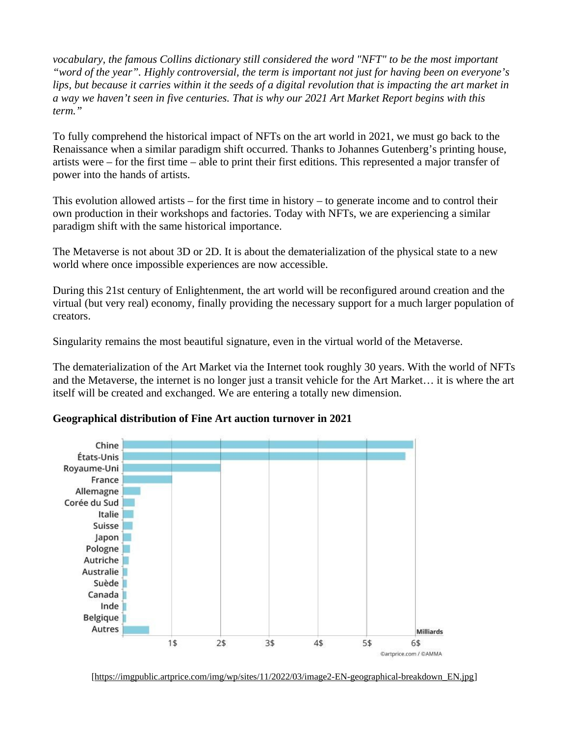*vocabulary, the famous Collins dictionary still considered the word "NFT" to be the most important "word of the year". Highly controversial, the term is important not just for having been on everyone's lips, but because it carries within it the seeds of a digital revolution that is impacting the art market in a way we haven't seen in five centuries. That is why our 2021 Art Market Report begins with this term."*

To fully comprehend the historical impact of NFTs on the art world in 2021, we must go back to the Renaissance when a similar paradigm shift occurred. Thanks to Johannes Gutenberg's printing house, artists were – for the first time – able to print their first editions. This represented a major transfer of power into the hands of artists.

This evolution allowed artists – for the first time in history – to generate income and to control their own production in their workshops and factories. Today with NFTs, we are experiencing a similar paradigm shift with the same historical importance.

The Metaverse is not about 3D or 2D. It is about the dematerialization of the physical state to a new world where once impossible experiences are now accessible.

During this 21st century of Enlightenment, the art world will be reconfigured around creation and the virtual (but very real) economy, finally providing the necessary support for a much larger population of creators.

Singularity remains the most beautiful signature, even in the virtual world of the Metaverse.

The dematerialization of the Art Market via the Internet took roughly 30 years. With the world of NFTs and the Metaverse, the internet is no longer just a transit vehicle for the Art Market… it is where the art itself will be created and exchanged. We are entering a totally new dimension.

**Geographical distribution of Fine Art auction turnover in 2021**

[https://imgpublic.artprice.com/img/wp/sites/11/2022/03/image2-EN-geographical-breakdown_EN.jpg]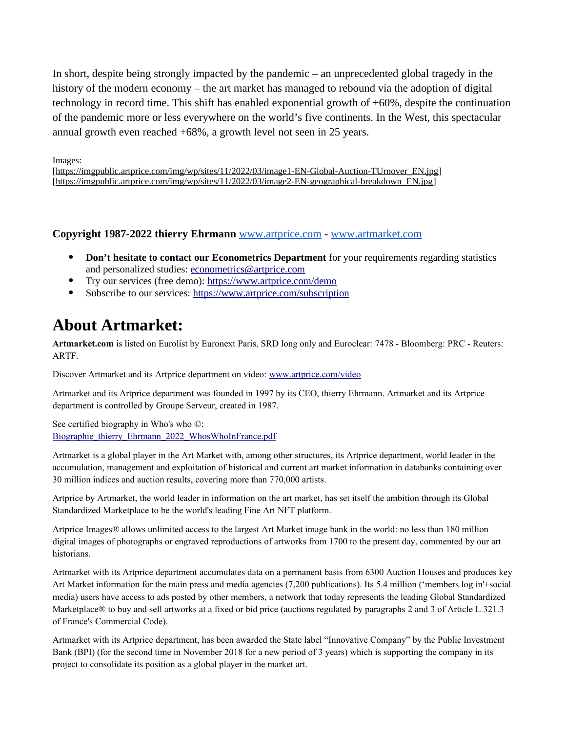In short, despite being strongly impacted by the pandemic – an unprecedented global tragedy in the history of the modern economy – the art market has managed to rebound via the adoption of digital technology in record time. This shift has enabled exponential growth of +60%, despite the continuation of the pandemic more or less everywhere on the world's five continents. In the West, this spectacular annual growth even reached +68%, a growth level not seen in 25 years.

Images:
[https://imgpublic.artprice.com/img/wp/sites/11/2022/03/image1-EN-Global-Auction-TUrnover_EN.jpg]
[https://imgpublic.artprice.com/img/wp/sites/11/2022/03/image2-EN-geographical-breakdown_EN.jpg]

**Copyright 1987-2022 thierry Ehrmann** www.artprice.com - www.artmarket.com

- **Don't hesitate to contact our Econometrics Department** for your requirements regarding statistics and personalized studies: econometrics@artprice.com
- Try our services (free demo): https://www.artprice.com/demo
- Subscribe to our services: https://www.artprice.com/subscription

# About Artmarket:

**Artmarket.com** is listed on Eurolist by Euronext Paris, SRD long only and Euroclear: 7478 - Bloomberg: PRC - Reuters: ARTF.

Discover Artmarket and its Artprice department on video: www.artprice.com/video

Artmarket and its Artprice department was founded in 1997 by its CEO, thierry Ehrmann. Artmarket and its Artprice department is controlled by Groupe Serveur, created in 1987.

See certified biography in Who's who ©:
Biographie_thierry_Ehrmann_2022_WhosWhoInFrance.pdf

Artmarket is a global player in the Art Market with, among other structures, its Artprice department, world leader in the accumulation, management and exploitation of historical and current art market information in databanks containing over 30 million indices and auction results, covering more than 770,000 artists.

Artprice by Artmarket, the world leader in information on the art market, has set itself the ambition through its Global Standardized Marketplace to be the world's leading Fine Art NFT platform.

Artprice Images® allows unlimited access to the largest Art Market image bank in the world: no less than 180 million digital images of photographs or engraved reproductions of artworks from 1700 to the present day, commented by our art historians.

Artmarket with its Artprice department accumulates data on a permanent basis from 6300 Auction Houses and produces key Art Market information for the main press and media agencies (7,200 publications). Its 5.4 million ('members log in'+social media) users have access to ads posted by other members, a network that today represents the leading Global Standardized Marketplace® to buy and sell artworks at a fixed or bid price (auctions regulated by paragraphs 2 and 3 of Article L 321.3 of France's Commercial Code).

Artmarket with its Artprice department, has been awarded the State label "Innovative Company" by the Public Investment Bank (BPI) (for the second time in November 2018 for a new period of 3 years) which is supporting the company in its project to consolidate its position as a global player in the market art.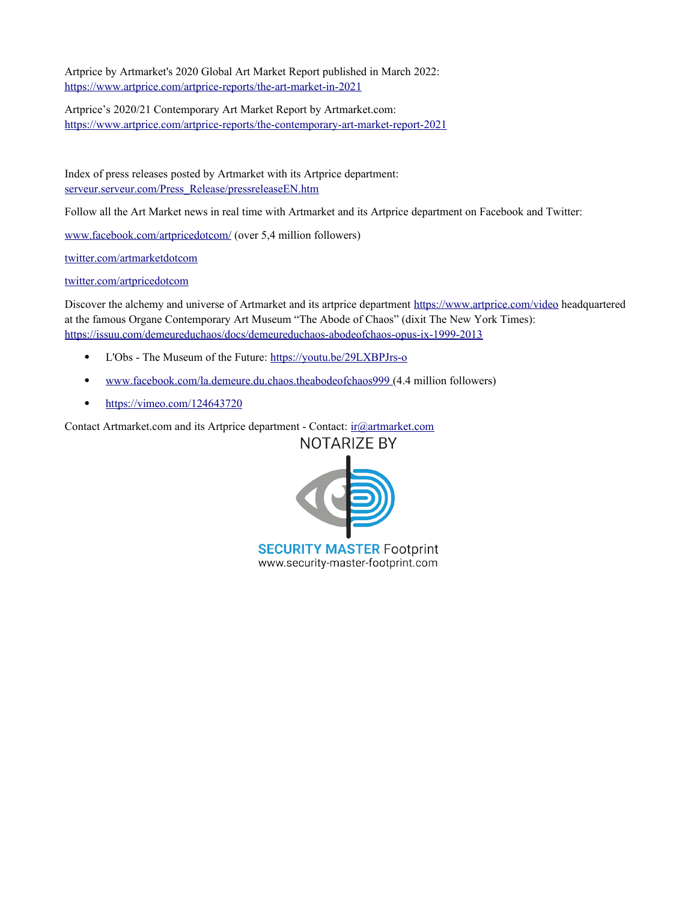Artprice by Artmarket's 2020 Global Art Market Report published in March 2022: https://www.artprice.com/artprice-reports/the-art-market-in-2021

Artprice's 2020/21 Contemporary Art Market Report by Artmarket.com: https://www.artprice.com/artprice-reports/the-contemporary-art-market-report-2021

Index of press releases posted by Artmarket with its Artprice department: serveur.serveur.com/Press_Release/pressreleaseEN.htm

Follow all the Art Market news in real time with Artmarket and its Artprice department on Facebook and Twitter:

www.facebook.com/artpricedotcom/ (over 5,4 million followers)

twitter.com/artmarketdotcom

twitter.com/artpricedotcom

Discover the alchemy and universe of Artmarket and its artprice department https://www.artprice.com/video headquartered at the famous Organe Contemporary Art Museum "The Abode of Chaos" (dixit The New York Times): https://issuu.com/demeureduchaos/docs/demeureduchaos-abodeofchaos-opus-ix-1999-2013

- L'Obs - The Museum of the Future: https://youtu.be/29LXBPJrs-o
- www.facebook.com/la.demeure.du.chaos.theabodeofchaos999 (4.4 million followers)
- https://vimeo.com/124643720

Contact Artmarket.com and its Artprice department - Contact: ir@artmarket.com

NOTARIZE BY

SECURITY MASTER Footprint
www.security-master-footprint.com